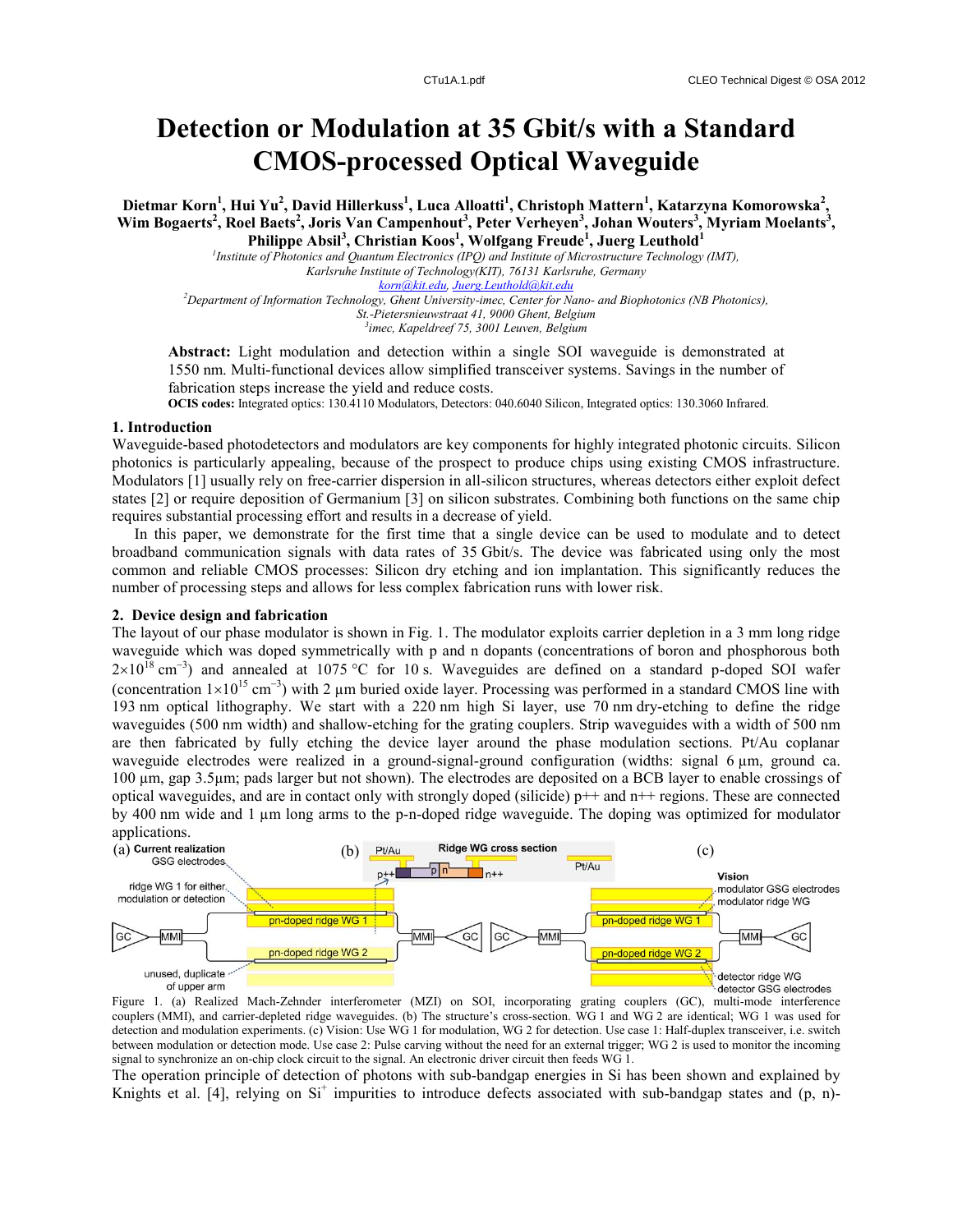# Detection or Modulation at 35 Gbit/s with a Standard CMOS-processed Optical Waveguide

**Dietmar Korn[1], Hui Yu[2], David Hillerkuss[1], Luca Alloatti[1], Christoph Mattern[1], Katarzyna Komorowska[2], Wim Bogaerts[2], Roel Baets[2], Joris Van Campenhout[3], Peter Verheyen[3], Johan Wouters[3], Myriam Moelants[3], Philippe Absil[3], Christian Koos[1], Wolfgang Freude[1], Juerg Leuthold[1]**

*[1]Institute of Photonics and Quantum Electronics (IPQ) and Institute of Microstructure Technology (IMT), Karlsruhe Institute of Technology(KIT), 76131 Karlsruhe, Germany*
*korn@kit.edu, Juerg.Leuthold@kit.edu*
*[2]Department of Information Technology, Ghent University-imec, Center for Nano- and Biophotonics (NB Photonics), St.-Pietersnieuwstraat 41, 9000 Ghent, Belgium*
*[3]imec, Kapeldreef 75, 3001 Leuven, Belgium*

**Abstract:** Light modulation and detection within a single SOI waveguide is demonstrated at 1550 nm. Multi-functional devices allow simplified transceiver systems. Savings in the number of fabrication steps increase the yield and reduce costs.

**OCIS codes:** Integrated optics: 130.4110 Modulators, Detectors: 040.6040 Silicon, Integrated optics: 130.3060 Infrared.

## 1. Introduction

Waveguide-based photodetectors and modulators are key components for highly integrated photonic circuits. Silicon photonics is particularly appealing, because of the prospect to produce chips using existing CMOS infrastructure. Modulators [1] usually rely on free-carrier dispersion in all-silicon structures, whereas detectors either exploit defect states [2] or require deposition of Germanium [3] on silicon substrates. Combining both functions on the same chip requires substantial processing effort and results in a decrease of yield.

In this paper, we demonstrate for the first time that a single device can be used to modulate and to detect broadband communication signals with data rates of 35 Gbit/s. The device was fabricated using only the most common and reliable CMOS processes: Silicon dry etching and ion implantation. This significantly reduces the number of processing steps and allows for less complex fabrication runs with lower risk.

## 2. Device design and fabrication

The layout of our phase modulator is shown in Fig. 1. The modulator exploits carrier depletion in a 3 mm long ridge waveguide which was doped symmetrically with p and n dopants (concentrations of boron and phosphorous both $2{\times}10^{18}$ cm$^{-3}$) and annealed at 1075 °C for 10 s. Waveguides are defined on a standard p-doped SOI wafer (concentration $1{\times}10^{15}$ cm$^{-3}$) with 2 µm buried oxide layer. Processing was performed in a standard CMOS line with 193 nm optical lithography. We start with a 220 nm high Si layer, use 70 nm dry-etching to define the ridge waveguides (500 nm width) and shallow-etching for the grating couplers. Strip waveguides with a width of 500 nm are then fabricated by fully etching the device layer around the phase modulation sections. Pt/Au coplanar waveguide electrodes were realized in a ground-signal-ground configuration (widths: signal 6 µm, ground ca. 100 µm, gap 3.5µm; pads larger but not shown). The electrodes are deposited on a BCB layer to enable crossings of optical waveguides, and are in contact only with strongly doped (silicide) p++ and n++ regions. These are connected by 400 nm wide and 1 µm long arms to the p-n-doped ridge waveguide. The doping was optimized for modulator applications.

Figure 1. (a) Realized Mach-Zehnder interferometer (MZI) on SOI, incorporating grating couplers (GC), multi-mode interference couplers (MMI), and carrier-depleted ridge waveguides. (b) The structure's cross-section. WG 1 and WG 2 are identical; WG 1 was used for detection and modulation experiments. (c) Vision: Use WG 1 for modulation, WG 2 for detection. Use case 1: Half-duplex transceiver, i.e. switch between modulation or detection mode. Use case 2: Pulse carving without the need for an external trigger; WG 2 is used to monitor the incoming signal to synchronize an on-chip clock circuit to the signal. An electronic driver circuit then feeds WG 1.

The operation principle of detection of photons with sub-bandgap energies in Si has been shown and explained by Knights et al. [4], relying on $Si^{+}$ impurities to introduce defects associated with sub-bandgap states and (p, n)-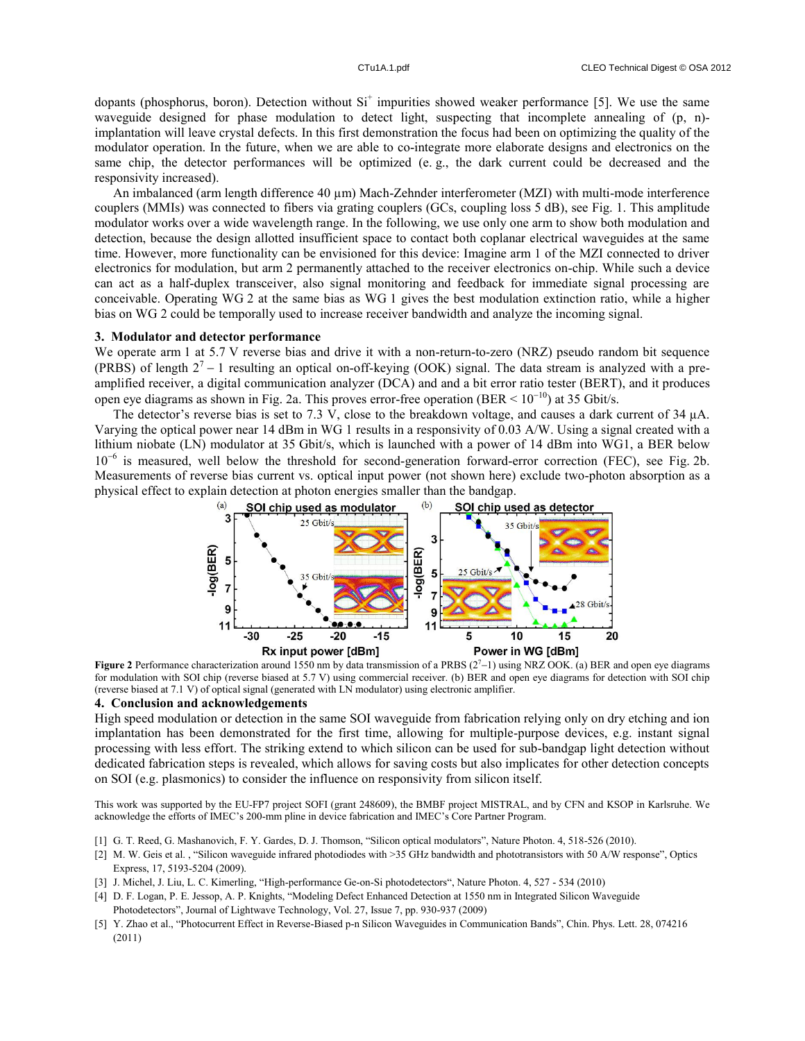dopants (phosphorus, boron). Detection without $Si^+$ impurities showed weaker performance [5]. We use the same waveguide designed for phase modulation to detect light, suspecting that incomplete annealing of (p, n)-implantation will leave crystal defects. In this first demonstration the focus had been on optimizing the quality of the modulator operation. In the future, when we are able to co-integrate more elaborate designs and electronics on the same chip, the detector performances will be optimized (e. g., the dark current could be decreased and the responsivity increased).

An imbalanced (arm length difference 40 µm) Mach-Zehnder interferometer (MZI) with multi-mode interference couplers (MMIs) was connected to fibers via grating couplers (GCs, coupling loss 5 dB), see Fig. 1. This amplitude modulator works over a wide wavelength range. In the following, we use only one arm to show both modulation and detection, because the design allotted insufficient space to contact both coplanar electrical waveguides at the same time. However, more functionality can be envisioned for this device: Imagine arm 1 of the MZI connected to driver electronics for modulation, but arm 2 permanently attached to the receiver electronics on-chip. While such a device can act as a half-duplex transceiver, also signal monitoring and feedback for immediate signal processing are conceivable. Operating WG 2 at the same bias as WG 1 gives the best modulation extinction ratio, while a higher bias on WG 2 could be temporally used to increase receiver bandwidth and analyze the incoming signal.

## 3. Modulator and detector performance

We operate arm 1 at 5.7 V reverse bias and drive it with a non-return-to-zero (NRZ) pseudo random bit sequence (PRBS) of length $2^7 - 1$ resulting an optical on-off-keying (OOK) signal. The data stream is analyzed with a pre-amplified receiver, a digital communication analyzer (DCA) and and a bit error ratio tester (BERT), and it produces open eye diagrams as shown in Fig. 2a. This proves error-free operation (BER < $10^{-10}$) at 35 Gbit/s.

The detector's reverse bias is set to 7.3 V, close to the breakdown voltage, and causes a dark current of 34 µA. Varying the optical power near 14 dBm in WG 1 results in a responsivity of 0.03 A/W. Using a signal created with a lithium niobate (LN) modulator at 35 Gbit/s, which is launched with a power of 14 dBm into WG1, a BER below $10^{-6}$ is measured, well below the threshold for second-generation forward-error correction (FEC), see Fig. 2b. Measurements of reverse bias current vs. optical input power (not shown here) exclude two-photon absorption as a physical effect to explain detection at photon energies smaller than the bandgap.

(a) SOI chip used as modulator
-log(BER)
3
5
7
9
11
25 Gbit/s
35 Gbit/s
-30 -25 -20 -15
Rx input power [dBm]

(b) SOI chip used as detector
-log(BER)
3
5
7
9
11
35 Gbit/s
25 Gbit/s
28 Gbit/s
5 10 15 20
Power in WG [dBm]

**Figure 2** Performance characterization around 1550 nm by data transmission of a PRBS ($2^7$−1) using NRZ OOK. (a) BER and open eye diagrams for modulation with SOI chip (reverse biased at 5.7 V) using commercial receiver. (b) BER and open eye diagrams for detection with SOI chip (reverse biased at 7.1 V) of optical signal (generated with LN modulator) using electronic amplifier.

## 4. Conclusion and acknowledgements

High speed modulation or detection in the same SOI waveguide from fabrication relying only on dry etching and ion implantation has been demonstrated for the first time, allowing for multiple-purpose devices, e.g. instant signal processing with less effort. The striking extend to which silicon can be used for sub-bandgap light detection without dedicated fabrication steps is revealed, which allows for saving costs but also implicates for other detection concepts on SOI (e.g. plasmonics) to consider the influence on responsivity from silicon itself.

This work was supported by the EU-FP7 project SOFI (grant 248609), the BMBF project MISTRAL, and by CFN and KSOP in Karlsruhe. We acknowledge the efforts of IMEC's 200-mm pline in device fabrication and IMEC's Core Partner Program.

[1] G. T. Reed, G. Mashanovich, F. Y. Gardes, D. J. Thomson, "Silicon optical modulators", Nature Photon. 4, 518-526 (2010).

[2] M. W. Geis et al. , "Silicon waveguide infrared photodiodes with >35 GHz bandwidth and phototransistors with 50 A/W response", Optics Express, 17, 5193-5204 (2009).

[3] J. Michel, J. Liu, L. C. Kimerling, "High-performance Ge-on-Si photodetectors", Nature Photon. 4, 527 - 534 (2010)

[4] D. F. Logan, P. E. Jessop, A. P. Knights, "Modeling Defect Enhanced Detection at 1550 nm in Integrated Silicon Waveguide Photodetectors", Journal of Lightwave Technology, Vol. 27, Issue 7, pp. 930-937 (2009)

[5] Y. Zhao et al., "Photocurrent Effect in Reverse-Biased p-n Silicon Waveguides in Communication Bands", Chin. Phys. Lett. 28, 074216 (2011)